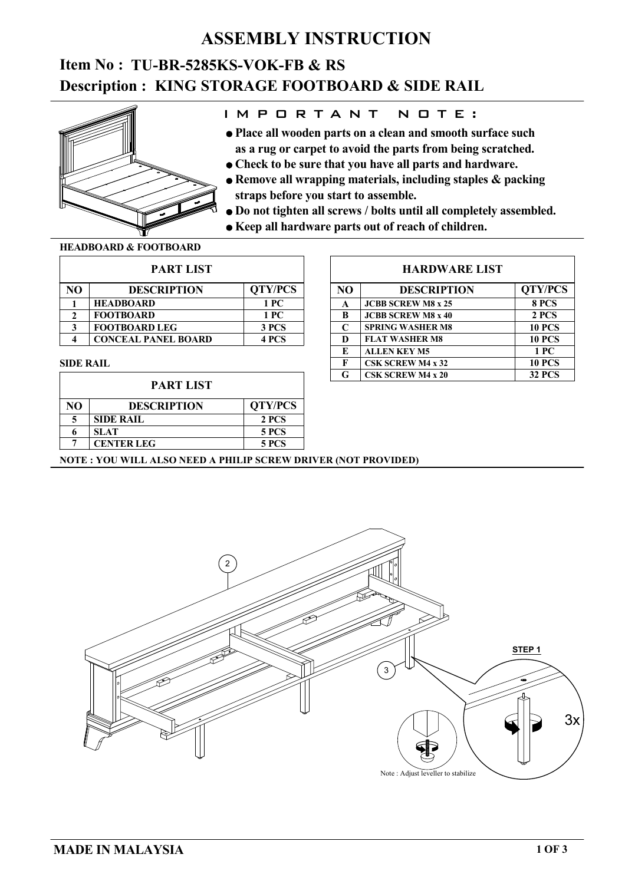# ASSEMBLY INSTRUCTION

## Item No : TU-BR-5285KS-VOK-FB & RS
## Description : KING STORAGE FOOTBOARD & SIDE RAIL

### IMPORTANT NOTE:

- **Place all wooden parts on a clean and smooth surface such as a rug or carpet to avoid the parts from being scratched.**
- **Check to be sure that you have all parts and hardware.**
- **Remove all wrapping materials, including staples & packing straps before you start to assemble.**
- **Do not tighten all screws / bolts until all completely assembled.**
- **Keep all hardware parts out of reach of children.**

**HEADBOARD & FOOTBOARD**

| PART LIST | | |
|---|---|---|
| **NO** | **DESCRIPTION** | **QTY/PCS** |
| 1 | HEADBOARD | 1 PC |
| 2 | FOOTBOARD | 1 PC |
| 3 | FOOTBOARD LEG | 3 PCS |
| 4 | CONCEAL PANEL BOARD | 4 PCS |

**SIDE RAIL**

| PART LIST | | |
|---|---|---|
| **NO** | **DESCRIPTION** | **QTY/PCS** |
| 5 | SIDE RAIL | 2 PCS |
| 6 | SLAT | 5 PCS |
| 7 | CENTER LEG | 5 PCS |

| HARDWARE LIST | | |
|---|---|---|
| **NO** | **DESCRIPTION** | **QTY/PCS** |
| A | JCBB SCREW M8 x 25 | 8 PCS |
| B | JCBB SCREW M8 x 40 | 2 PCS |
| C | SPRING WASHER M8 | 10 PCS |
| D | FLAT WASHER M8 | 10 PCS |
| E | ALLEN KEY M5 | 1 PC |
| F | CSK SCREW M4 x 32 | 10 PCS |
| G | CSK SCREW M4 x 20 | 32 PCS |

**NOTE : YOU WILL ALSO NEED A PHILIP SCREW DRIVER (NOT PROVIDED)**

**STEP 1**

3x

Note : Adjust leveller to stabilize

**MADE IN MALAYSIA**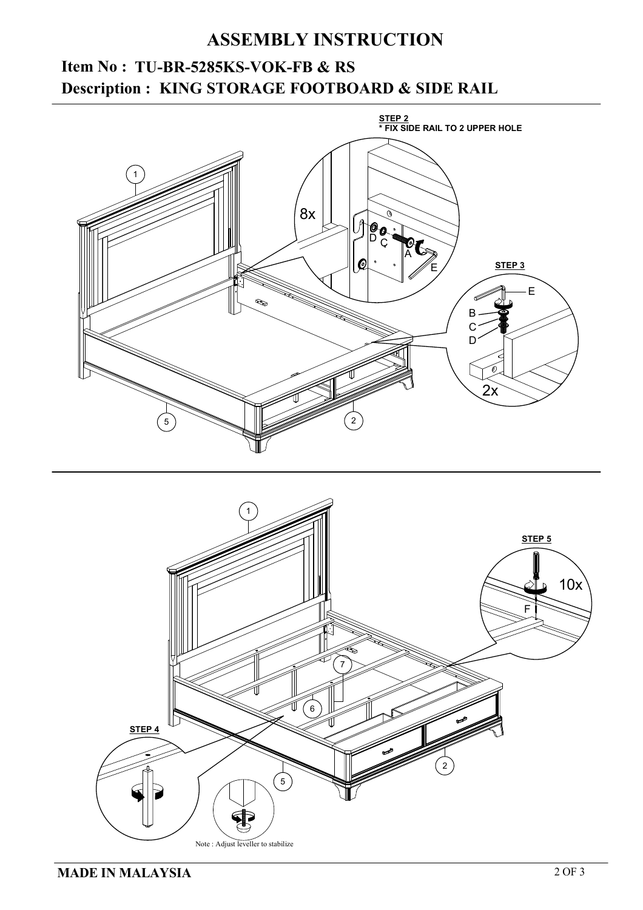# ASSEMBLY INSTRUCTION

## Item No : TU-BR-5285KS-VOK-FB & RS

## Description : KING STORAGE FOOTBOARD & SIDE RAIL

**STEP 2**
**\* FIX SIDE RAIL TO 2 UPPER HOLE**

8x

D C A E

**STEP 3**

E B C D

2x

1 5 2

1 7 6 5 2

**STEP 5**

10x

F

**STEP 4**

Note : Adjust leveller to stabilize

**MADE IN MALAYSIA**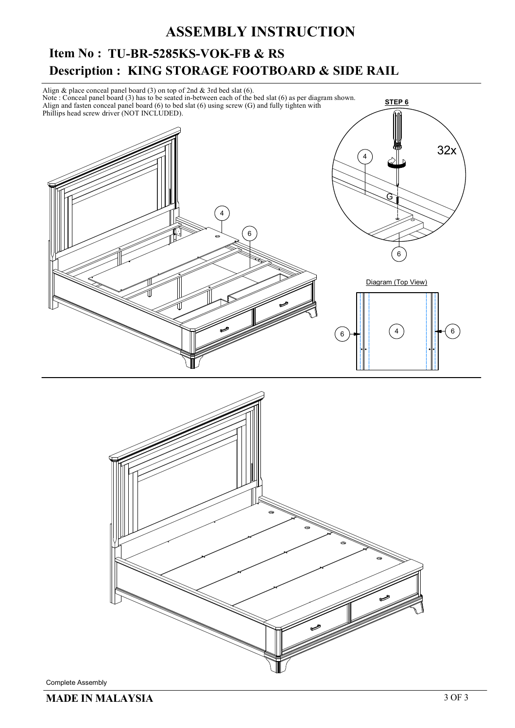# ASSEMBLY INSTRUCTION

## Item No : TU-BR-5285KS-VOK-FB & RS

## Description : KING STORAGE FOOTBOARD & SIDE RAIL

Align & place conceal panel board (3) on top of 2nd & 3rd bed slat (6).
Note : Conceal panel board (3) has to be seated in-between each of the bed slat (6) as per diagram shown.
Align and fasten conceal panel board (6) to bed slat (6) using screw (G) and fully tighten with Phillips head screw driver (NOT INCLUDED).

**STEP 6**

32x

4

G

6

Diagram (Top View)

6 4 6

Complete Assembly

**MADE IN MALAYSIA**